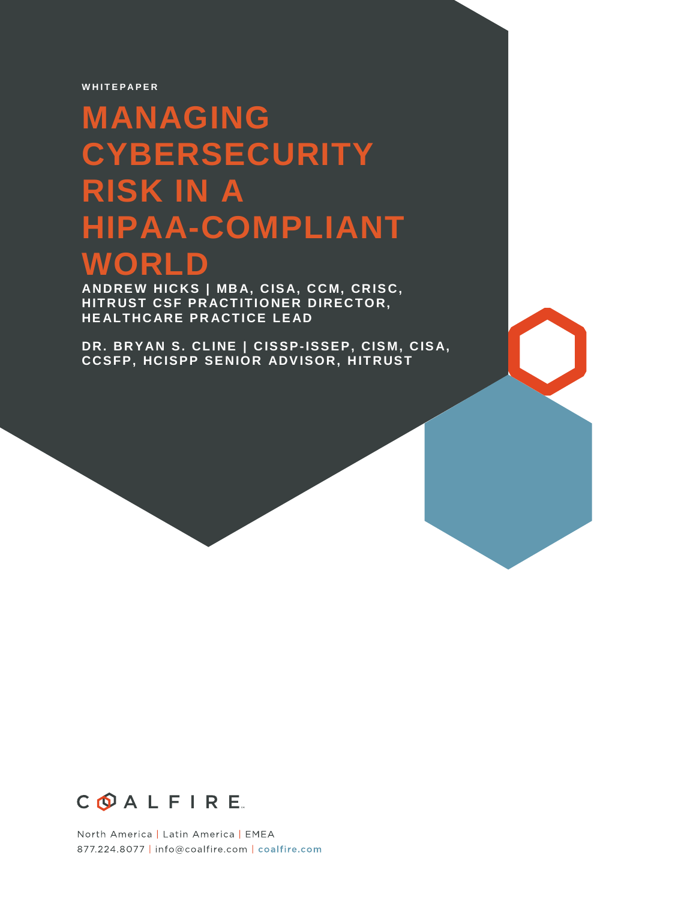WHITEPAPER

# MANAGING CYBERSECURITY RISK IN A HIPAA-COMPLIANT WORLD

**ANDREW HICKS | MBA, CISA, CCM, CRISC, HITRUST CSF PRACTITIONER DIRECTOR, HEALTHCARE PRACTICE LEAD**

**DR. BRYAN S. CLINE | CISSP-ISSEP, CISM, CISA, CCSFP, HCISPP SENIOR ADVISOR, HITRUST**

COALFIRE

North America | Latin America | EMEA
877.224.8077 | info@coalfire.com | coalfire.com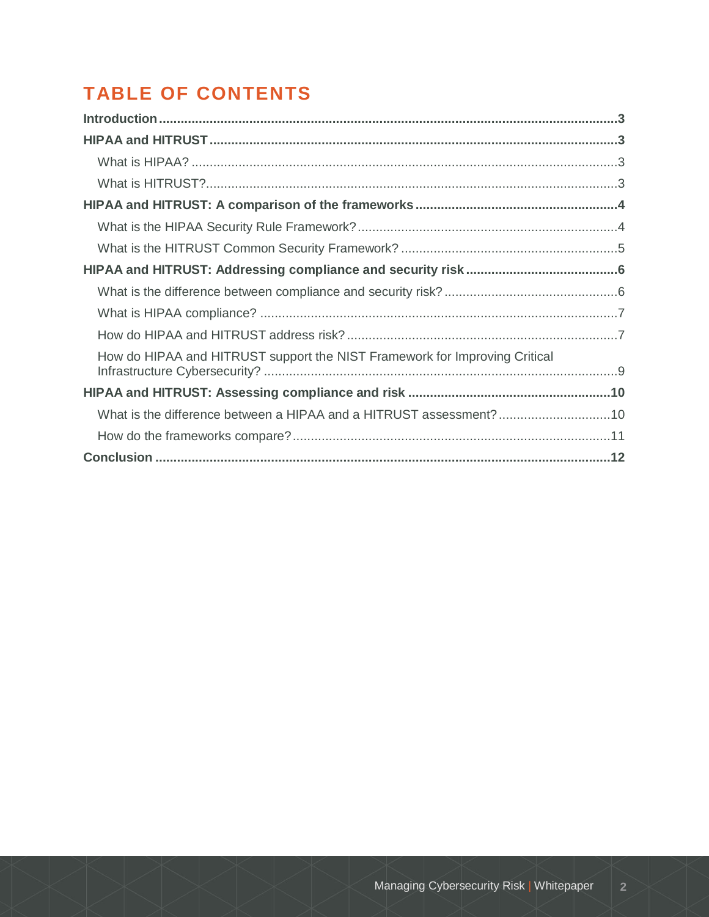## TABLE OF CONTENTS

**Introduction** ..... **3**

**HIPAA and HITRUST** ..... **3**

- What is HIPAA? ..... 3
- What is HITRUST? ..... 3

**HIPAA and HITRUST: A comparison of the frameworks** ..... **4**

- What is the HIPAA Security Rule Framework? ..... 4
- What is the HITRUST Common Security Framework? ..... 5

**HIPAA and HITRUST: Addressing compliance and security risk** ..... **6**

- What is the difference between compliance and security risk? ..... 6
- What is HIPAA compliance? ..... 7
- How do HIPAA and HITRUST address risk? ..... 7
- How do HIPAA and HITRUST support the NIST Framework for Improving Critical Infrastructure Cybersecurity? ..... 9

**HIPAA and HITRUST: Assessing compliance and risk** ..... **10**

- What is the difference between a HIPAA and a HITRUST assessment? ..... 10
- How do the frameworks compare? ..... 11

**Conclusion** ..... **12**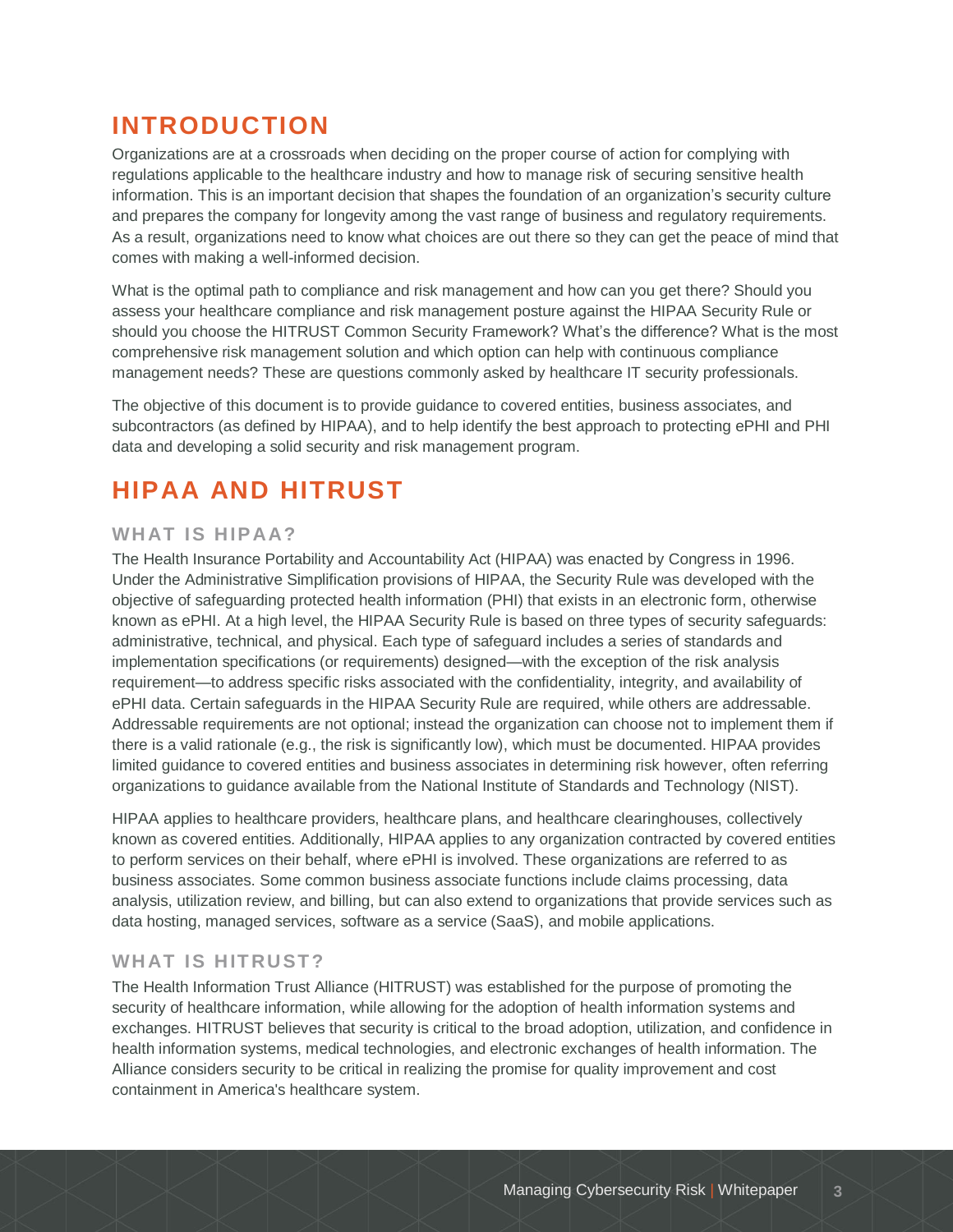# INTRODUCTION

Organizations are at a crossroads when deciding on the proper course of action for complying with regulations applicable to the healthcare industry and how to manage risk of securing sensitive health information. This is an important decision that shapes the foundation of an organization's security culture and prepares the company for longevity among the vast range of business and regulatory requirements. As a result, organizations need to know what choices are out there so they can get the peace of mind that comes with making a well-informed decision.

What is the optimal path to compliance and risk management and how can you get there? Should you assess your healthcare compliance and risk management posture against the HIPAA Security Rule or should you choose the HITRUST Common Security Framework? What's the difference? What is the most comprehensive risk management solution and which option can help with continuous compliance management needs? These are questions commonly asked by healthcare IT security professionals.

The objective of this document is to provide guidance to covered entities, business associates, and subcontractors (as defined by HIPAA), and to help identify the best approach to protecting ePHI and PHI data and developing a solid security and risk management program.

# HIPAA AND HITRUST

## WHAT IS HIPAA?

The Health Insurance Portability and Accountability Act (HIPAA) was enacted by Congress in 1996. Under the Administrative Simplification provisions of HIPAA, the Security Rule was developed with the objective of safeguarding protected health information (PHI) that exists in an electronic form, otherwise known as ePHI. At a high level, the HIPAA Security Rule is based on three types of security safeguards: administrative, technical, and physical. Each type of safeguard includes a series of standards and implementation specifications (or requirements) designed—with the exception of the risk analysis requirement—to address specific risks associated with the confidentiality, integrity, and availability of ePHI data. Certain safeguards in the HIPAA Security Rule are required, while others are addressable. Addressable requirements are not optional; instead the organization can choose not to implement them if there is a valid rationale (e.g., the risk is significantly low), which must be documented. HIPAA provides limited guidance to covered entities and business associates in determining risk however, often referring organizations to guidance available from the National Institute of Standards and Technology (NIST).

HIPAA applies to healthcare providers, healthcare plans, and healthcare clearinghouses, collectively known as covered entities. Additionally, HIPAA applies to any organization contracted by covered entities to perform services on their behalf, where ePHI is involved. These organizations are referred to as business associates. Some common business associate functions include claims processing, data analysis, utilization review, and billing, but can also extend to organizations that provide services such as data hosting, managed services, software as a service (SaaS), and mobile applications.

## WHAT IS HITRUST?

The Health Information Trust Alliance (HITRUST) was established for the purpose of promoting the security of healthcare information, while allowing for the adoption of health information systems and exchanges. HITRUST believes that security is critical to the broad adoption, utilization, and confidence in health information systems, medical technologies, and electronic exchanges of health information. The Alliance considers security to be critical in realizing the promise for quality improvement and cost containment in America's healthcare system.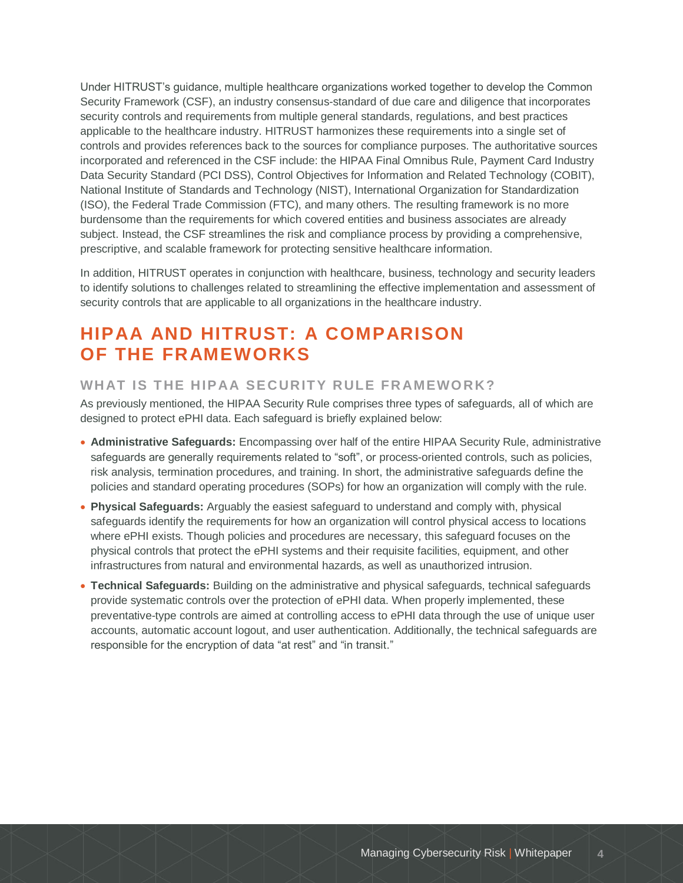Under HITRUST's guidance, multiple healthcare organizations worked together to develop the Common Security Framework (CSF), an industry consensus-standard of due care and diligence that incorporates security controls and requirements from multiple general standards, regulations, and best practices applicable to the healthcare industry. HITRUST harmonizes these requirements into a single set of controls and provides references back to the sources for compliance purposes. The authoritative sources incorporated and referenced in the CSF include: the HIPAA Final Omnibus Rule, Payment Card Industry Data Security Standard (PCI DSS), Control Objectives for Information and Related Technology (COBIT), National Institute of Standards and Technology (NIST), International Organization for Standardization (ISO), the Federal Trade Commission (FTC), and many others. The resulting framework is no more burdensome than the requirements for which covered entities and business associates are already subject. Instead, the CSF streamlines the risk and compliance process by providing a comprehensive, prescriptive, and scalable framework for protecting sensitive healthcare information.

In addition, HITRUST operates in conjunction with healthcare, business, technology and security leaders to identify solutions to challenges related to streamlining the effective implementation and assessment of security controls that are applicable to all organizations in the healthcare industry.

## HIPAA AND HITRUST: A COMPARISON OF THE FRAMEWORKS

### WHAT IS THE HIPAA SECURITY RULE FRAMEWORK?

As previously mentioned, the HIPAA Security Rule comprises three types of safeguards, all of which are designed to protect ePHI data. Each safeguard is briefly explained below:

- **Administrative Safeguards:** Encompassing over half of the entire HIPAA Security Rule, administrative safeguards are generally requirements related to "soft", or process-oriented controls, such as policies, risk analysis, termination procedures, and training. In short, the administrative safeguards define the policies and standard operating procedures (SOPs) for how an organization will comply with the rule.
- **Physical Safeguards:** Arguably the easiest safeguard to understand and comply with, physical safeguards identify the requirements for how an organization will control physical access to locations where ePHI exists. Though policies and procedures are necessary, this safeguard focuses on the physical controls that protect the ePHI systems and their requisite facilities, equipment, and other infrastructures from natural and environmental hazards, as well as unauthorized intrusion.
- **Technical Safeguards:** Building on the administrative and physical safeguards, technical safeguards provide systematic controls over the protection of ePHI data. When properly implemented, these preventative-type controls are aimed at controlling access to ePHI data through the use of unique user accounts, automatic account logout, and user authentication. Additionally, the technical safeguards are responsible for the encryption of data "at rest" and "in transit."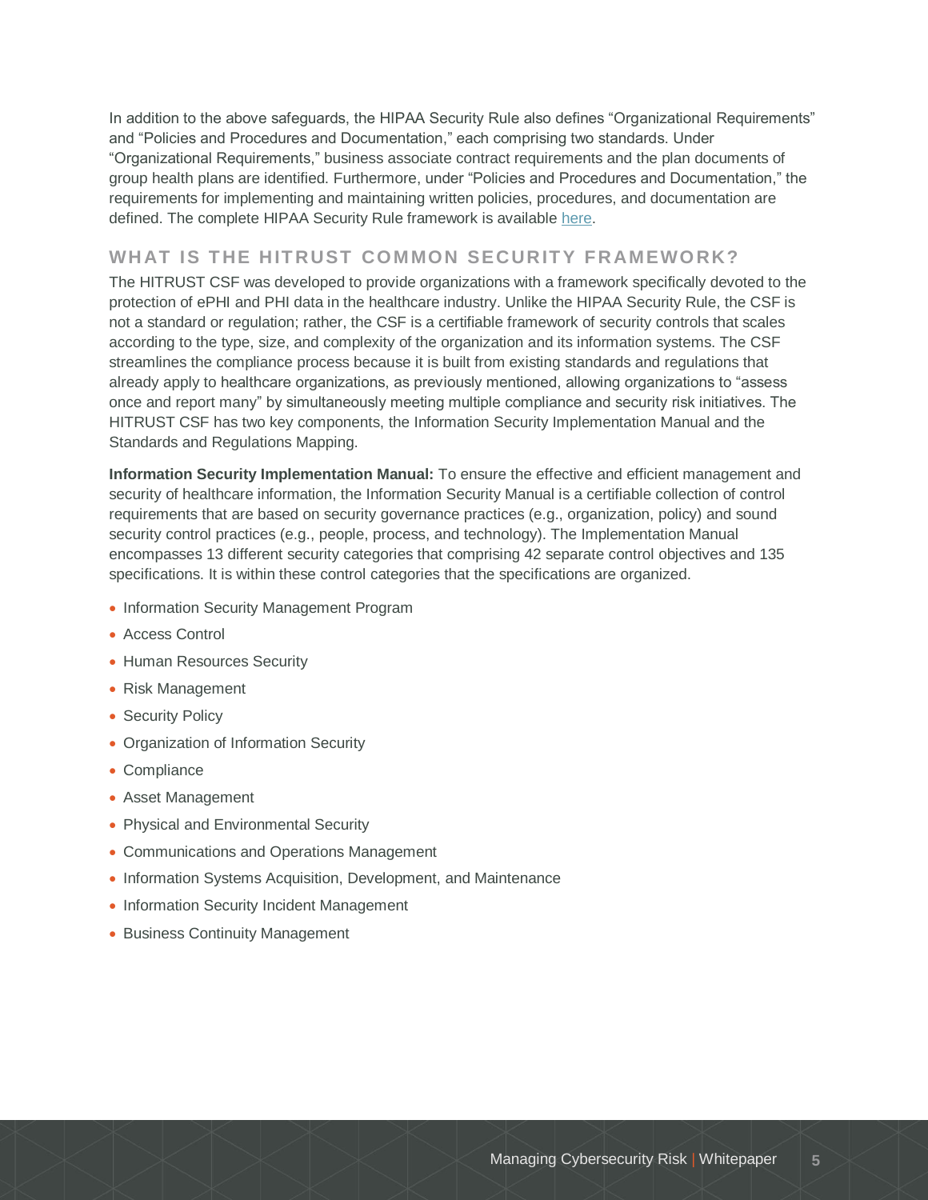In addition to the above safeguards, the HIPAA Security Rule also defines "Organizational Requirements" and "Policies and Procedures and Documentation," each comprising two standards. Under "Organizational Requirements," business associate contract requirements and the plan documents of group health plans are identified. Furthermore, under "Policies and Procedures and Documentation," the requirements for implementing and maintaining written policies, procedures, and documentation are defined. The complete HIPAA Security Rule framework is available here.

## WHAT IS THE HITRUST COMMON SECURITY FRAMEWORK?

The HITRUST CSF was developed to provide organizations with a framework specifically devoted to the protection of ePHI and PHI data in the healthcare industry. Unlike the HIPAA Security Rule, the CSF is not a standard or regulation; rather, the CSF is a certifiable framework of security controls that scales according to the type, size, and complexity of the organization and its information systems. The CSF streamlines the compliance process because it is built from existing standards and regulations that already apply to healthcare organizations, as previously mentioned, allowing organizations to "assess once and report many" by simultaneously meeting multiple compliance and security risk initiatives. The HITRUST CSF has two key components, the Information Security Implementation Manual and the Standards and Regulations Mapping.

**Information Security Implementation Manual:** To ensure the effective and efficient management and security of healthcare information, the Information Security Manual is a certifiable collection of control requirements that are based on security governance practices (e.g., organization, policy) and sound security control practices (e.g., people, process, and technology). The Implementation Manual encompasses 13 different security categories that comprising 42 separate control objectives and 135 specifications. It is within these control categories that the specifications are organized.

- Information Security Management Program
- Access Control
- Human Resources Security
- Risk Management
- Security Policy
- Organization of Information Security
- Compliance
- Asset Management
- Physical and Environmental Security
- Communications and Operations Management
- Information Systems Acquisition, Development, and Maintenance
- Information Security Incident Management
- Business Continuity Management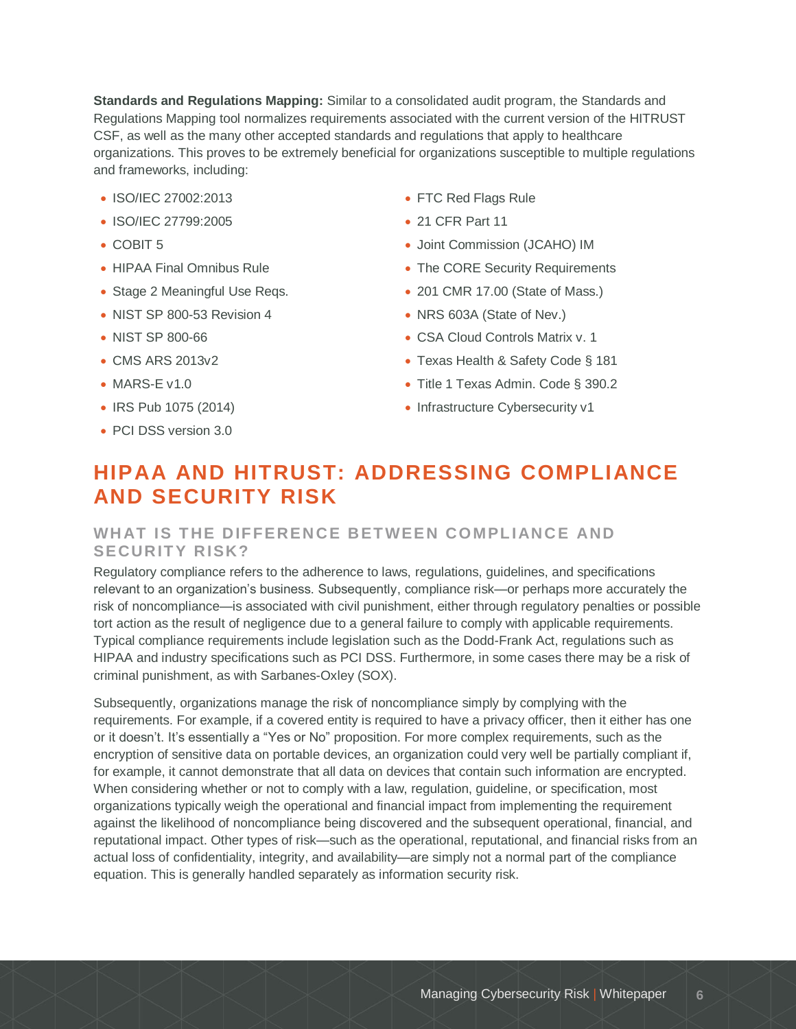**Standards and Regulations Mapping:** Similar to a consolidated audit program, the Standards and Regulations Mapping tool normalizes requirements associated with the current version of the HITRUST CSF, as well as the many other accepted standards and regulations that apply to healthcare organizations. This proves to be extremely beneficial for organizations susceptible to multiple regulations and frameworks, including:

- ISO/IEC 27002:2013
- ISO/IEC 27799:2005
- COBIT 5
- HIPAA Final Omnibus Rule
- Stage 2 Meaningful Use Reqs.
- NIST SP 800-53 Revision 4
- NIST SP 800-66
- CMS ARS 2013v2
- MARS-E v1.0
- IRS Pub 1075 (2014)
- PCI DSS version 3.0
- FTC Red Flags Rule
- 21 CFR Part 11
- Joint Commission (JCAHO) IM
- The CORE Security Requirements
- 201 CMR 17.00 (State of Mass.)
- NRS 603A (State of Nev.)
- CSA Cloud Controls Matrix v. 1
- Texas Health & Safety Code § 181
- Title 1 Texas Admin. Code § 390.2
- Infrastructure Cybersecurity v1

# HIPAA AND HITRUST: ADDRESSING COMPLIANCE AND SECURITY RISK

## WHAT IS THE DIFFERENCE BETWEEN COMPLIANCE AND SECURITY RISK?

Regulatory compliance refers to the adherence to laws, regulations, guidelines, and specifications relevant to an organization's business. Subsequently, compliance risk—or perhaps more accurately the risk of noncompliance—is associated with civil punishment, either through regulatory penalties or possible tort action as the result of negligence due to a general failure to comply with applicable requirements. Typical compliance requirements include legislation such as the Dodd-Frank Act, regulations such as HIPAA and industry specifications such as PCI DSS. Furthermore, in some cases there may be a risk of criminal punishment, as with Sarbanes-Oxley (SOX).

Subsequently, organizations manage the risk of noncompliance simply by complying with the requirements. For example, if a covered entity is required to have a privacy officer, then it either has one or it doesn't. It's essentially a "Yes or No" proposition. For more complex requirements, such as the encryption of sensitive data on portable devices, an organization could very well be partially compliant if, for example, it cannot demonstrate that all data on devices that contain such information are encrypted. When considering whether or not to comply with a law, regulation, guideline, or specification, most organizations typically weigh the operational and financial impact from implementing the requirement against the likelihood of noncompliance being discovered and the subsequent operational, financial, and reputational impact. Other types of risk—such as the operational, reputational, and financial risks from an actual loss of confidentiality, integrity, and availability—are simply not a normal part of the compliance equation. This is generally handled separately as information security risk.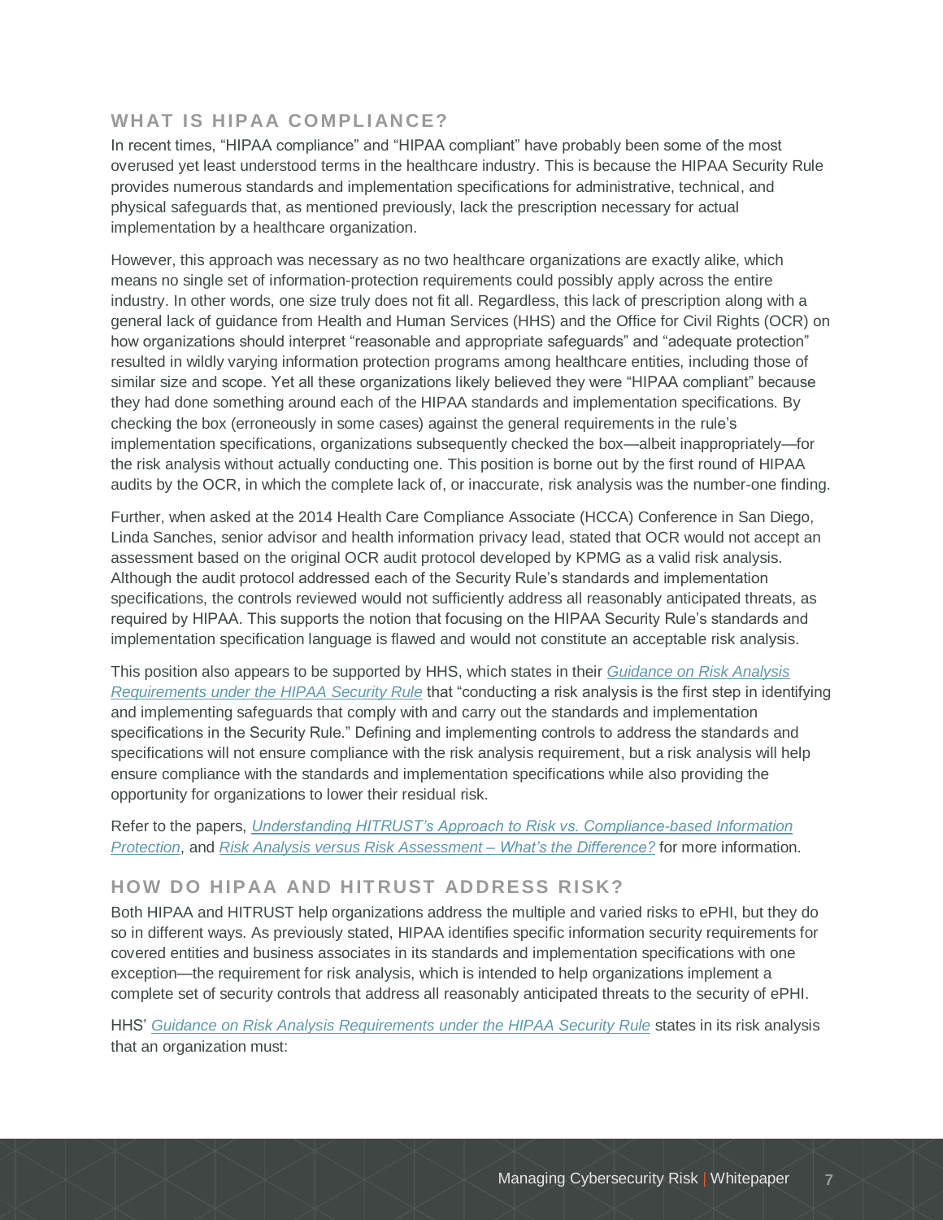## WHAT IS HIPAA COMPLIANCE?

In recent times, "HIPAA compliance" and "HIPAA compliant" have probably been some of the most overused yet least understood terms in the healthcare industry. This is because the HIPAA Security Rule provides numerous standards and implementation specifications for administrative, technical, and physical safeguards that, as mentioned previously, lack the prescription necessary for actual implementation by a healthcare organization.

However, this approach was necessary as no two healthcare organizations are exactly alike, which means no single set of information-protection requirements could possibly apply across the entire industry. In other words, one size truly does not fit all. Regardless, this lack of prescription along with a general lack of guidance from Health and Human Services (HHS) and the Office for Civil Rights (OCR) on how organizations should interpret "reasonable and appropriate safeguards" and "adequate protection" resulted in wildly varying information protection programs among healthcare entities, including those of similar size and scope. Yet all these organizations likely believed they were "HIPAA compliant" because they had done something around each of the HIPAA standards and implementation specifications. By checking the box (erroneously in some cases) against the general requirements in the rule's implementation specifications, organizations subsequently checked the box—albeit inappropriately—for the risk analysis without actually conducting one. This position is borne out by the first round of HIPAA audits by the OCR, in which the complete lack of, or inaccurate, risk analysis was the number-one finding.

Further, when asked at the 2014 Health Care Compliance Associate (HCCA) Conference in San Diego, Linda Sanches, senior advisor and health information privacy lead, stated that OCR would not accept an assessment based on the original OCR audit protocol developed by KPMG as a valid risk analysis. Although the audit protocol addressed each of the Security Rule's standards and implementation specifications, the controls reviewed would not sufficiently address all reasonably anticipated threats, as required by HIPAA. This supports the notion that focusing on the HIPAA Security Rule's standards and implementation specification language is flawed and would not constitute an acceptable risk analysis.

This position also appears to be supported by HHS, which states in their *Guidance on Risk Analysis Requirements under the HIPAA Security Rule* that "conducting a risk analysis is the first step in identifying and implementing safeguards that comply with and carry out the standards and implementation specifications in the Security Rule." Defining and implementing controls to address the standards and specifications will not ensure compliance with the risk analysis requirement, but a risk analysis will help ensure compliance with the standards and implementation specifications while also providing the opportunity for organizations to lower their residual risk.

Refer to the papers, *Understanding HITRUST's Approach to Risk vs. Compliance-based Information Protection*, and *Risk Analysis versus Risk Assessment – What's the Difference?* for more information.

## HOW DO HIPAA AND HITRUST ADDRESS RISK?

Both HIPAA and HITRUST help organizations address the multiple and varied risks to ePHI, but they do so in different ways. As previously stated, HIPAA identifies specific information security requirements for covered entities and business associates in its standards and implementation specifications with one exception—the requirement for risk analysis, which is intended to help organizations implement a complete set of security controls that address all reasonably anticipated threats to the security of ePHI.

HHS' *Guidance on Risk Analysis Requirements under the HIPAA Security Rule* states in its risk analysis that an organization must: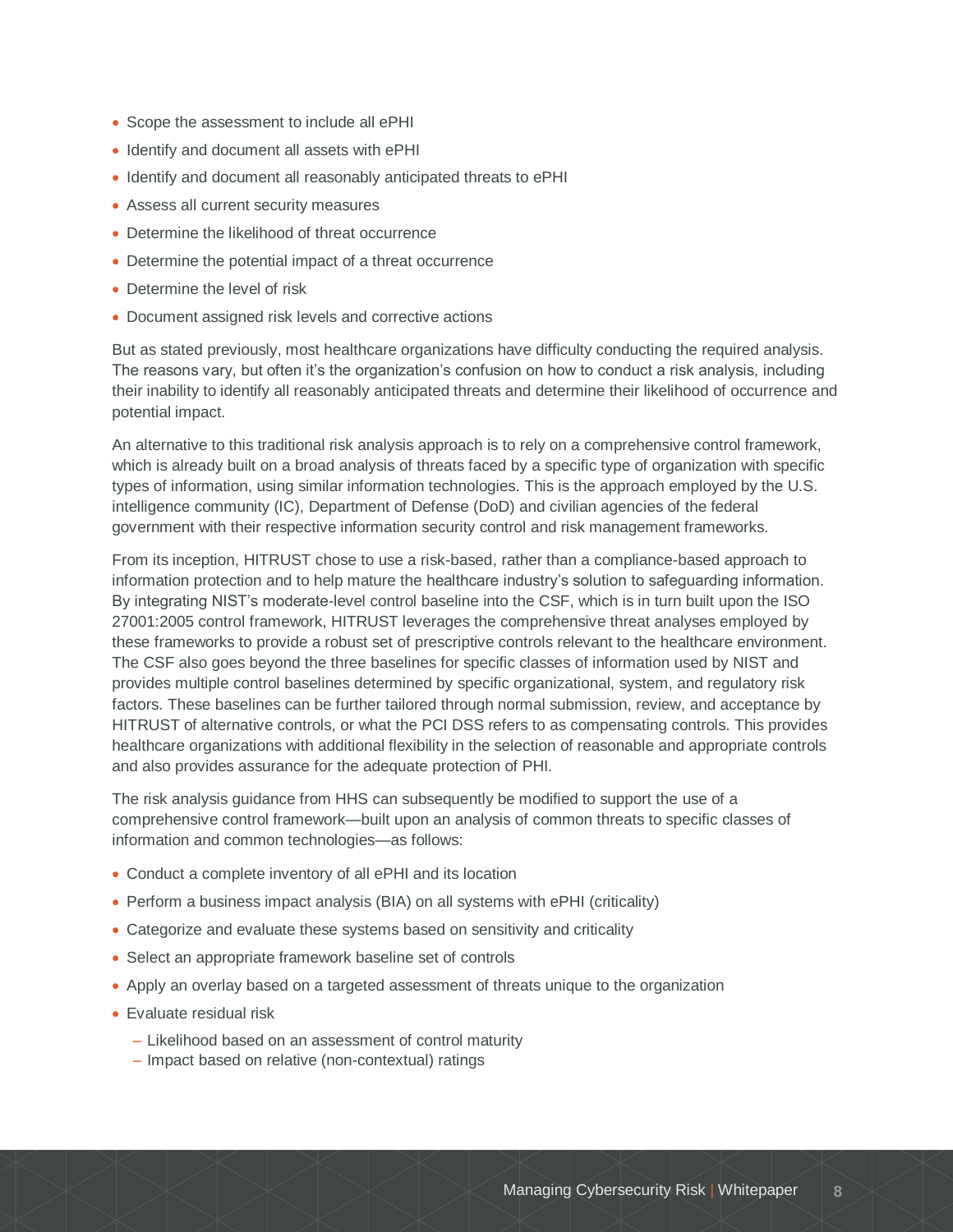- Scope the assessment to include all ePHI
- Identify and document all assets with ePHI
- Identify and document all reasonably anticipated threats to ePHI
- Assess all current security measures
- Determine the likelihood of threat occurrence
- Determine the potential impact of a threat occurrence
- Determine the level of risk
- Document assigned risk levels and corrective actions

But as stated previously, most healthcare organizations have difficulty conducting the required analysis. The reasons vary, but often it's the organization's confusion on how to conduct a risk analysis, including their inability to identify all reasonably anticipated threats and determine their likelihood of occurrence and potential impact.

An alternative to this traditional risk analysis approach is to rely on a comprehensive control framework, which is already built on a broad analysis of threats faced by a specific type of organization with specific types of information, using similar information technologies. This is the approach employed by the U.S. intelligence community (IC), Department of Defense (DoD) and civilian agencies of the federal government with their respective information security control and risk management frameworks.

From its inception, HITRUST chose to use a risk-based, rather than a compliance-based approach to information protection and to help mature the healthcare industry's solution to safeguarding information. By integrating NIST's moderate-level control baseline into the CSF, which is in turn built upon the ISO 27001:2005 control framework, HITRUST leverages the comprehensive threat analyses employed by these frameworks to provide a robust set of prescriptive controls relevant to the healthcare environment. The CSF also goes beyond the three baselines for specific classes of information used by NIST and provides multiple control baselines determined by specific organizational, system, and regulatory risk factors. These baselines can be further tailored through normal submission, review, and acceptance by HITRUST of alternative controls, or what the PCI DSS refers to as compensating controls. This provides healthcare organizations with additional flexibility in the selection of reasonable and appropriate controls and also provides assurance for the adequate protection of PHI.

The risk analysis guidance from HHS can subsequently be modified to support the use of a comprehensive control framework—built upon an analysis of common threats to specific classes of information and common technologies—as follows:

- Conduct a complete inventory of all ePHI and its location
- Perform a business impact analysis (BIA) on all systems with ePHI (criticality)
- Categorize and evaluate these systems based on sensitivity and criticality
- Select an appropriate framework baseline set of controls
- Apply an overlay based on a targeted assessment of threats unique to the organization
- Evaluate residual risk
  - Likelihood based on an assessment of control maturity
  - Impact based on relative (non-contextual) ratings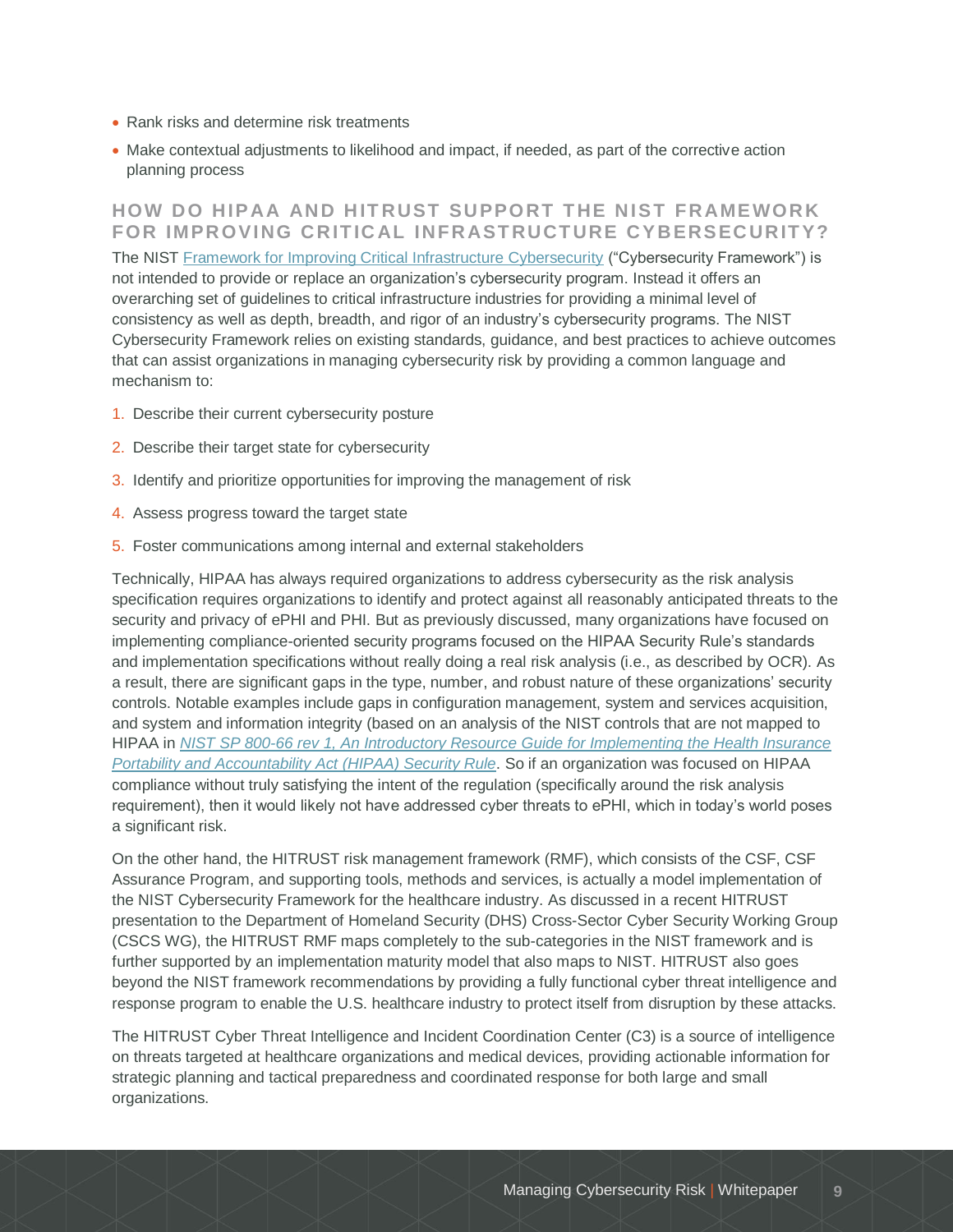- Rank risks and determine risk treatments
- Make contextual adjustments to likelihood and impact, if needed, as part of the corrective action planning process

## HOW DO HIPAA AND HITRUST SUPPORT THE NIST FRAMEWORK FOR IMPROVING CRITICAL INFRASTRUCTURE CYBERSECURITY?

The NIST [Framework for Improving Critical Infrastructure Cybersecurity](#) ("Cybersecurity Framework") is not intended to provide or replace an organization's cybersecurity program. Instead it offers an overarching set of guidelines to critical infrastructure industries for providing a minimal level of consistency as well as depth, breadth, and rigor of an industry's cybersecurity programs. The NIST Cybersecurity Framework relies on existing standards, guidance, and best practices to achieve outcomes that can assist organizations in managing cybersecurity risk by providing a common language and mechanism to:

1. Describe their current cybersecurity posture
2. Describe their target state for cybersecurity
3. Identify and prioritize opportunities for improving the management of risk
4. Assess progress toward the target state
5. Foster communications among internal and external stakeholders

Technically, HIPAA has always required organizations to address cybersecurity as the risk analysis specification requires organizations to identify and protect against all reasonably anticipated threats to the security and privacy of ePHI and PHI. But as previously discussed, many organizations have focused on implementing compliance-oriented security programs focused on the HIPAA Security Rule's standards and implementation specifications without really doing a real risk analysis (i.e., as described by OCR). As a result, there are significant gaps in the type, number, and robust nature of these organizations' security controls. Notable examples include gaps in configuration management, system and services acquisition, and system and information integrity (based on an analysis of the NIST controls that are not mapped to HIPAA in *[NIST SP 800-66 rev 1, An Introductory Resource Guide for Implementing the Health Insurance Portability and Accountability Act (HIPAA) Security Rule](#)*. So if an organization was focused on HIPAA compliance without truly satisfying the intent of the regulation (specifically around the risk analysis requirement), then it would likely not have addressed cyber threats to ePHI, which in today's world poses a significant risk.

On the other hand, the HITRUST risk management framework (RMF), which consists of the CSF, CSF Assurance Program, and supporting tools, methods and services, is actually a model implementation of the NIST Cybersecurity Framework for the healthcare industry. As discussed in a recent HITRUST presentation to the Department of Homeland Security (DHS) Cross-Sector Cyber Security Working Group (CSCS WG), the HITRUST RMF maps completely to the sub-categories in the NIST framework and is further supported by an implementation maturity model that also maps to NIST. HITRUST also goes beyond the NIST framework recommendations by providing a fully functional cyber threat intelligence and response program to enable the U.S. healthcare industry to protect itself from disruption by these attacks.

The HITRUST Cyber Threat Intelligence and Incident Coordination Center (C3) is a source of intelligence on threats targeted at healthcare organizations and medical devices, providing actionable information for strategic planning and tactical preparedness and coordinated response for both large and small organizations.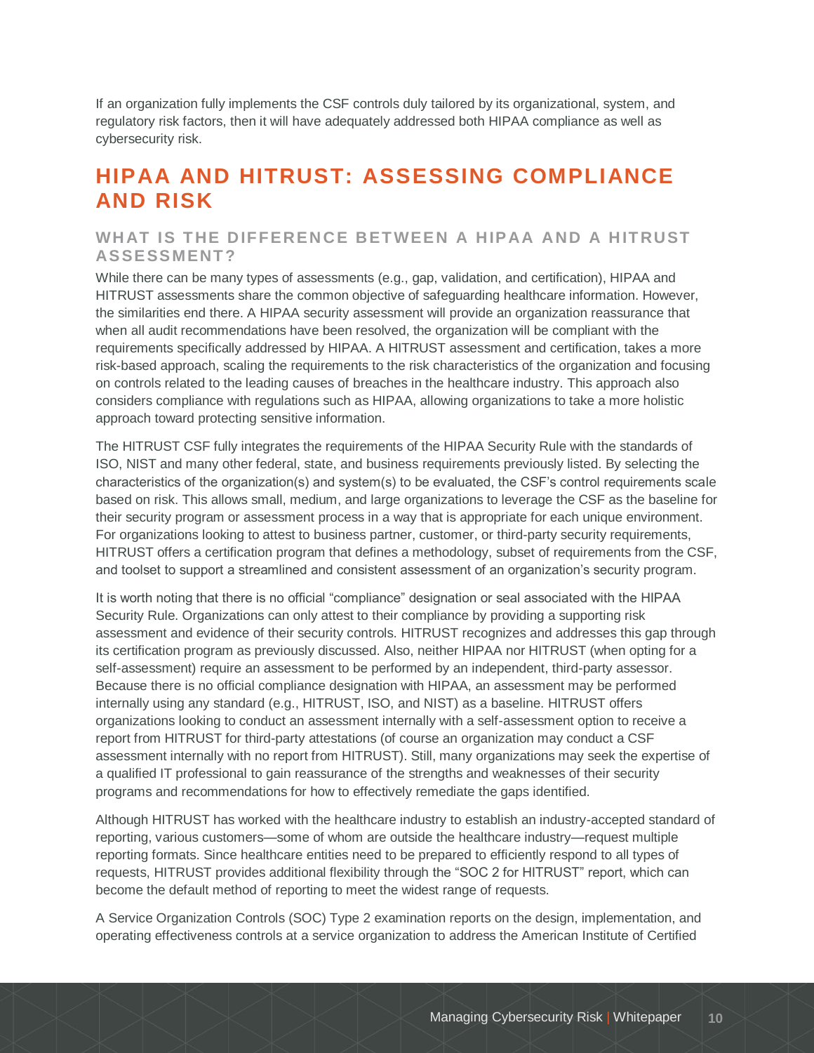If an organization fully implements the CSF controls duly tailored by its organizational, system, and regulatory risk factors, then it will have adequately addressed both HIPAA compliance as well as cybersecurity risk.

## HIPAA AND HITRUST: ASSESSING COMPLIANCE AND RISK

### WHAT IS THE DIFFERENCE BETWEEN A HIPAA AND A HITRUST ASSESSMENT?

While there can be many types of assessments (e.g., gap, validation, and certification), HIPAA and HITRUST assessments share the common objective of safeguarding healthcare information. However, the similarities end there. A HIPAA security assessment will provide an organization reassurance that when all audit recommendations have been resolved, the organization will be compliant with the requirements specifically addressed by HIPAA. A HITRUST assessment and certification, takes a more risk-based approach, scaling the requirements to the risk characteristics of the organization and focusing on controls related to the leading causes of breaches in the healthcare industry. This approach also considers compliance with regulations such as HIPAA, allowing organizations to take a more holistic approach toward protecting sensitive information.

The HITRUST CSF fully integrates the requirements of the HIPAA Security Rule with the standards of ISO, NIST and many other federal, state, and business requirements previously listed. By selecting the characteristics of the organization(s) and system(s) to be evaluated, the CSF's control requirements scale based on risk. This allows small, medium, and large organizations to leverage the CSF as the baseline for their security program or assessment process in a way that is appropriate for each unique environment. For organizations looking to attest to business partner, customer, or third-party security requirements, HITRUST offers a certification program that defines a methodology, subset of requirements from the CSF, and toolset to support a streamlined and consistent assessment of an organization's security program.

It is worth noting that there is no official "compliance" designation or seal associated with the HIPAA Security Rule. Organizations can only attest to their compliance by providing a supporting risk assessment and evidence of their security controls. HITRUST recognizes and addresses this gap through its certification program as previously discussed. Also, neither HIPAA nor HITRUST (when opting for a self-assessment) require an assessment to be performed by an independent, third-party assessor. Because there is no official compliance designation with HIPAA, an assessment may be performed internally using any standard (e.g., HITRUST, ISO, and NIST) as a baseline. HITRUST offers organizations looking to conduct an assessment internally with a self-assessment option to receive a report from HITRUST for third-party attestations (of course an organization may conduct a CSF assessment internally with no report from HITRUST). Still, many organizations may seek the expertise of a qualified IT professional to gain reassurance of the strengths and weaknesses of their security programs and recommendations for how to effectively remediate the gaps identified.

Although HITRUST has worked with the healthcare industry to establish an industry-accepted standard of reporting, various customers—some of whom are outside the healthcare industry—request multiple reporting formats. Since healthcare entities need to be prepared to efficiently respond to all types of requests, HITRUST provides additional flexibility through the "SOC 2 for HITRUST" report, which can become the default method of reporting to meet the widest range of requests.

A Service Organization Controls (SOC) Type 2 examination reports on the design, implementation, and operating effectiveness controls at a service organization to address the American Institute of Certified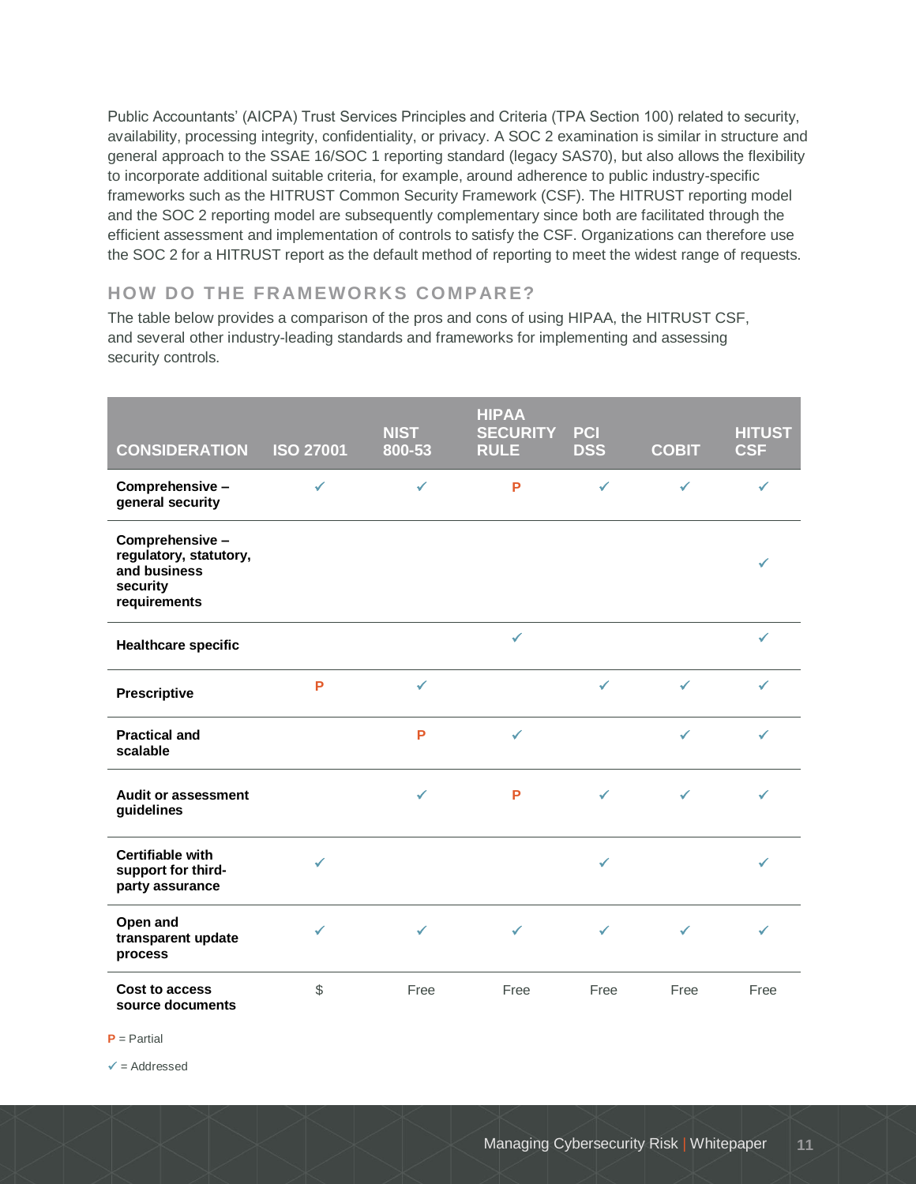Public Accountants' (AICPA) Trust Services Principles and Criteria (TPA Section 100) related to security, availability, processing integrity, confidentiality, or privacy. A SOC 2 examination is similar in structure and general approach to the SSAE 16/SOC 1 reporting standard (legacy SAS70), but also allows the flexibility to incorporate additional suitable criteria, for example, around adherence to public industry-specific frameworks such as the HITRUST Common Security Framework (CSF). The HITRUST reporting model and the SOC 2 reporting model are subsequently complementary since both are facilitated through the efficient assessment and implementation of controls to satisfy the CSF. Organizations can therefore use the SOC 2 for a HITRUST report as the default method of reporting to meet the widest range of requests.

## HOW DO THE FRAMEWORKS COMPARE?

The table below provides a comparison of the pros and cons of using HIPAA, the HITRUST CSF, and several other industry-leading standards and frameworks for implementing and assessing security controls.

| CONSIDERATION | ISO 27001 | NIST 800-53 | HIPAA SECURITY RULE | PCI DSS | COBIT | HITUST CSF |
|---|---|---|---|---|---|---|
| **Comprehensive – general security** | ✓ | ✓ | P | ✓ | ✓ | ✓ |
| **Comprehensive – regulatory, statutory, and business security requirements** | | | | | | ✓ |
| **Healthcare specific** | | | ✓ | | | ✓ |
| **Prescriptive** | P | ✓ | | ✓ | ✓ | ✓ |
| **Practical and scalable** | | P | ✓ | | ✓ | ✓ |
| **Audit or assessment guidelines** | | ✓ | P | ✓ | ✓ | ✓ |
| **Certifiable with support for third-party assurance** | ✓ | | | ✓ | | ✓ |
| **Open and transparent update process** | ✓ | ✓ | ✓ | ✓ | ✓ | ✓ |
| **Cost to access source documents** | $ | Free | Free | Free | Free | Free |

**P** = Partial

✓ = Addressed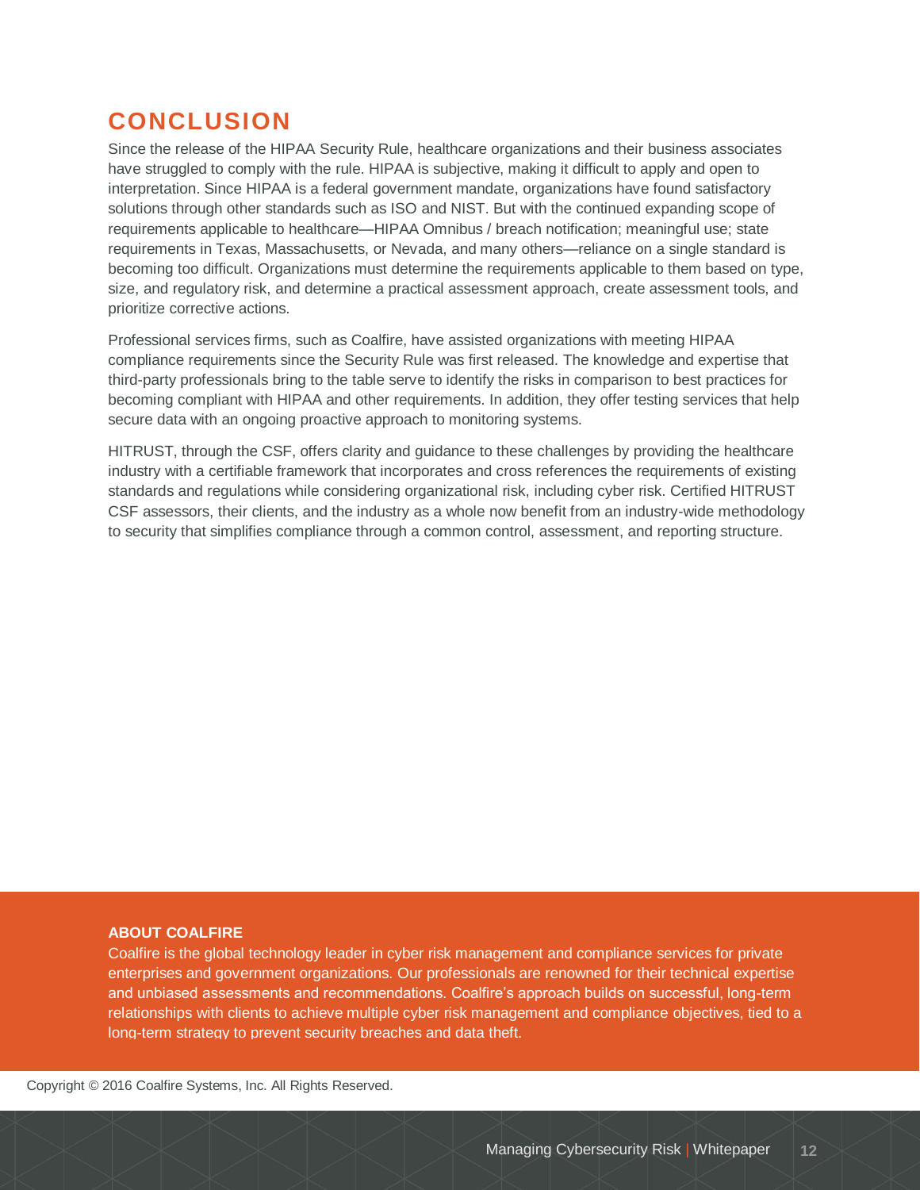# CONCLUSION

Since the release of the HIPAA Security Rule, healthcare organizations and their business associates have struggled to comply with the rule. HIPAA is subjective, making it difficult to apply and open to interpretation. Since HIPAA is a federal government mandate, organizations have found satisfactory solutions through other standards such as ISO and NIST. But with the continued expanding scope of requirements applicable to healthcare—HIPAA Omnibus / breach notification; meaningful use; state requirements in Texas, Massachusetts, or Nevada, and many others—reliance on a single standard is becoming too difficult. Organizations must determine the requirements applicable to them based on type, size, and regulatory risk, and determine a practical assessment approach, create assessment tools, and prioritize corrective actions.

Professional services firms, such as Coalfire, have assisted organizations with meeting HIPAA compliance requirements since the Security Rule was first released. The knowledge and expertise that third-party professionals bring to the table serve to identify the risks in comparison to best practices for becoming compliant with HIPAA and other requirements. In addition, they offer testing services that help secure data with an ongoing proactive approach to monitoring systems.

HITRUST, through the CSF, offers clarity and guidance to these challenges by providing the healthcare industry with a certifiable framework that incorporates and cross references the requirements of existing standards and regulations while considering organizational risk, including cyber risk. Certified HITRUST CSF assessors, their clients, and the industry as a whole now benefit from an industry-wide methodology to security that simplifies compliance through a common control, assessment, and reporting structure.

**ABOUT COALFIRE**

Coalfire is the global technology leader in cyber risk management and compliance services for private enterprises and government organizations. Our professionals are renowned for their technical expertise and unbiased assessments and recommendations. Coalfire's approach builds on successful, long-term relationships with clients to achieve multiple cyber risk management and compliance objectives, tied to a long-term strategy to prevent security breaches and data theft.

Copyright © 2016 Coalfire Systems, Inc. All Rights Reserved.